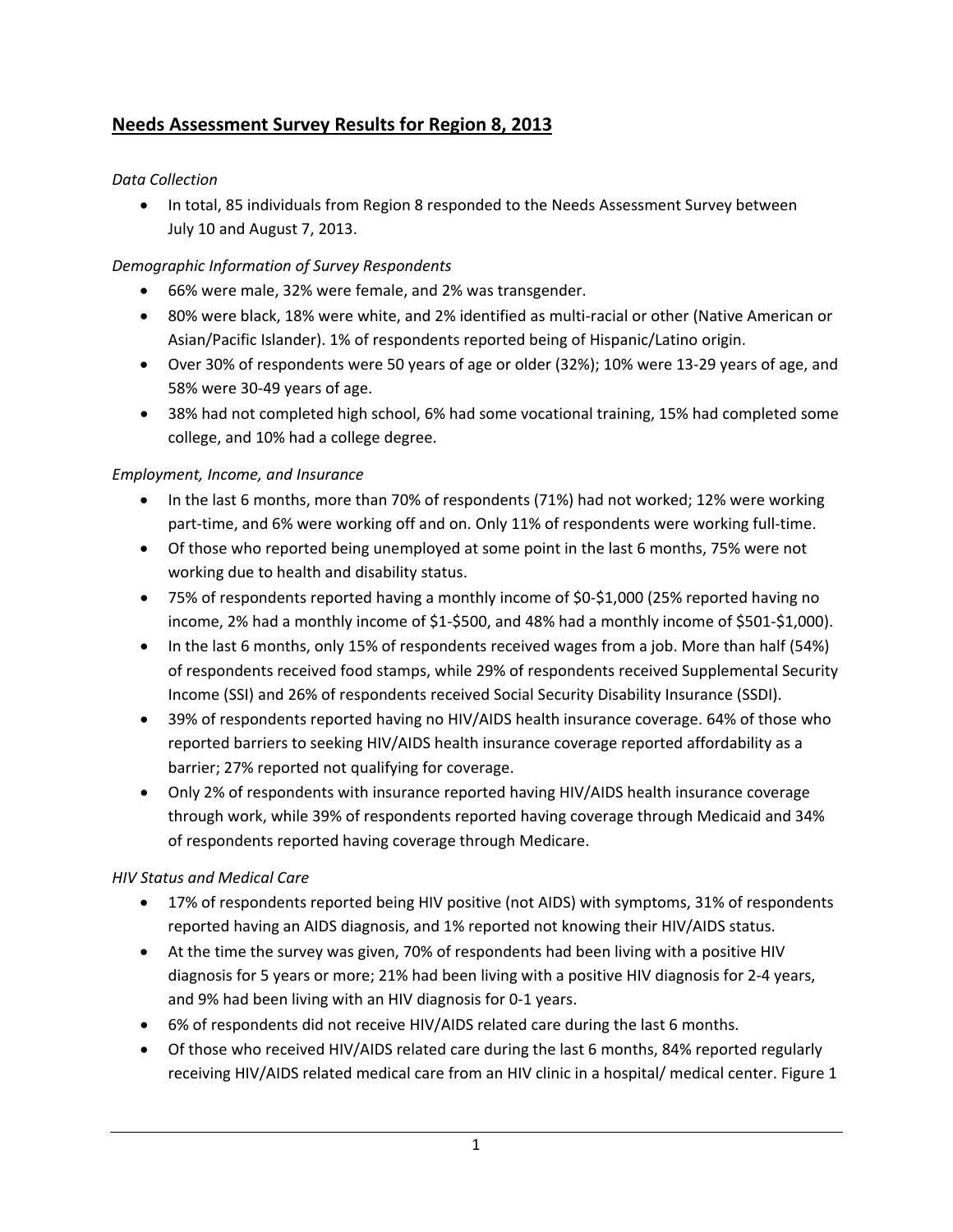# Needs Assessment Survey Results for Region 8, 2013

*Data Collection*

- In total, 85 individuals from Region 8 responded to the Needs Assessment Survey between July 10 and August 7, 2013.

*Demographic Information of Survey Respondents*

- 66% were male, 32% were female, and 2% was transgender.
- 80% were black, 18% were white, and 2% identified as multi-racial or other (Native American or Asian/Pacific Islander). 1% of respondents reported being of Hispanic/Latino origin.
- Over 30% of respondents were 50 years of age or older (32%); 10% were 13-29 years of age, and 58% were 30-49 years of age.
- 38% had not completed high school, 6% had some vocational training, 15% had completed some college, and 10% had a college degree.

*Employment, Income, and Insurance*

- In the last 6 months, more than 70% of respondents (71%) had not worked; 12% were working part-time, and 6% were working off and on. Only 11% of respondents were working full-time.
- Of those who reported being unemployed at some point in the last 6 months, 75% were not working due to health and disability status.
- 75% of respondents reported having a monthly income of $0-$1,000 (25% reported having no income, 2% had a monthly income of $1-$500, and 48% had a monthly income of $501-$1,000).
- In the last 6 months, only 15% of respondents received wages from a job. More than half (54%) of respondents received food stamps, while 29% of respondents received Supplemental Security Income (SSI) and 26% of respondents received Social Security Disability Insurance (SSDI).
- 39% of respondents reported having no HIV/AIDS health insurance coverage. 64% of those who reported barriers to seeking HIV/AIDS health insurance coverage reported affordability as a barrier; 27% reported not qualifying for coverage.
- Only 2% of respondents with insurance reported having HIV/AIDS health insurance coverage through work, while 39% of respondents reported having coverage through Medicaid and 34% of respondents reported having coverage through Medicare.

*HIV Status and Medical Care*

- 17% of respondents reported being HIV positive (not AIDS) with symptoms, 31% of respondents reported having an AIDS diagnosis, and 1% reported not knowing their HIV/AIDS status.
- At the time the survey was given, 70% of respondents had been living with a positive HIV diagnosis for 5 years or more; 21% had been living with a positive HIV diagnosis for 2-4 years, and 9% had been living with an HIV diagnosis for 0-1 years.
- 6% of respondents did not receive HIV/AIDS related care during the last 6 months.
- Of those who received HIV/AIDS related care during the last 6 months, 84% reported regularly receiving HIV/AIDS related medical care from an HIV clinic in a hospital/ medical center. Figure 1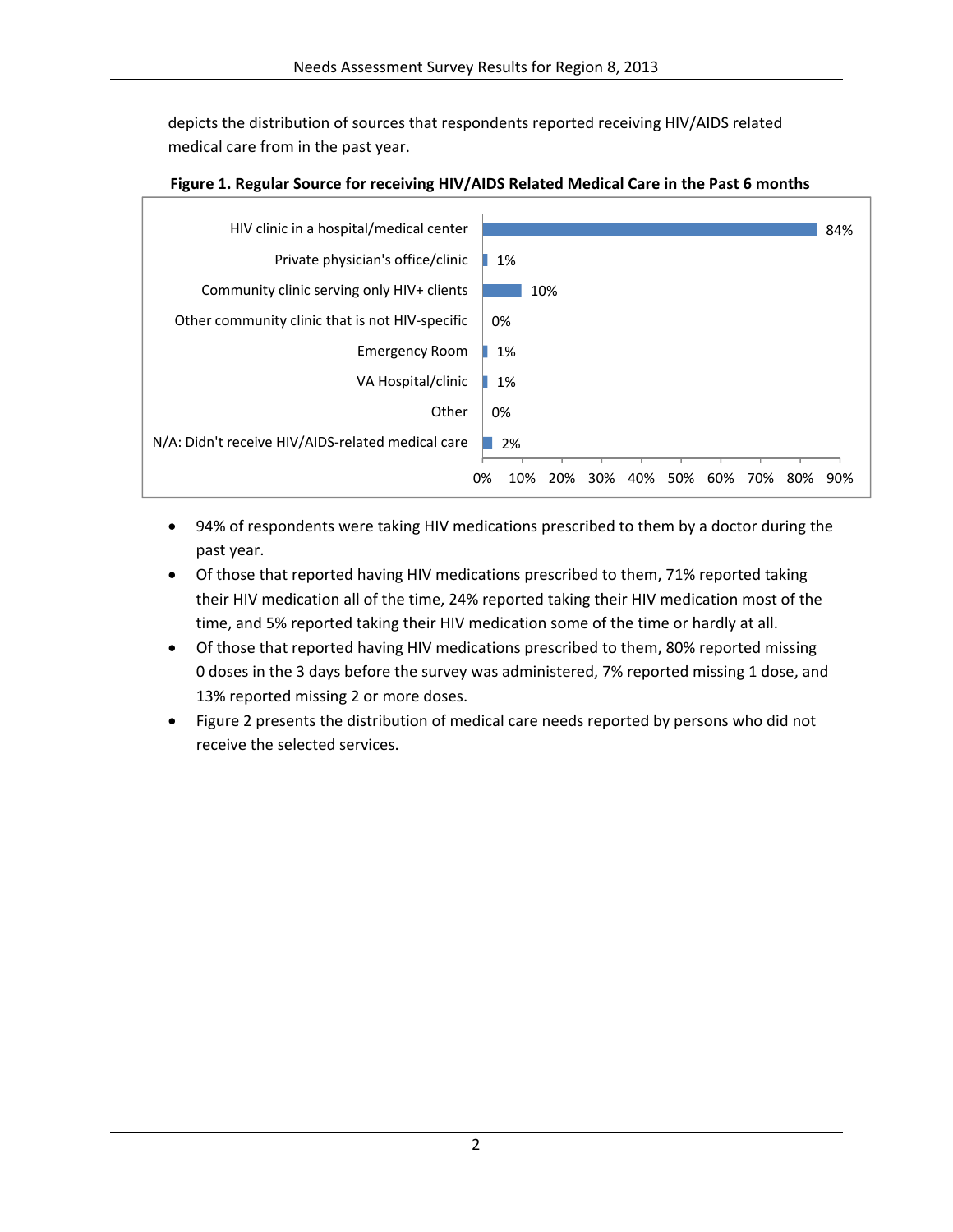depicts the distribution of sources that respondents reported receiving HIV/AIDS related medical care from in the past year.

**Figure 1. Regular Source for receiving HIV/AIDS Related Medical Care in the Past 6 months**

| Source | Percent |
|---|---|
| HIV clinic in a hospital/medical center | 84% |
| Private physician's office/clinic | 1% |
| Community clinic serving only HIV+ clients | 10% |
| Other community clinic that is not HIV-specific | 0% |
| Emergency Room | 1% |
| VA Hospital/clinic | 1% |
| Other | 0% |
| N/A: Didn't receive HIV/AIDS-related medical care | 2% |

- 94% of respondents were taking HIV medications prescribed to them by a doctor during the past year.
- Of those that reported having HIV medications prescribed to them, 71% reported taking their HIV medication all of the time, 24% reported taking their HIV medication most of the time, and 5% reported taking their HIV medication some of the time or hardly at all.
- Of those that reported having HIV medications prescribed to them, 80% reported missing 0 doses in the 3 days before the survey was administered, 7% reported missing 1 dose, and 13% reported missing 2 or more doses.
- Figure 2 presents the distribution of medical care needs reported by persons who did not receive the selected services.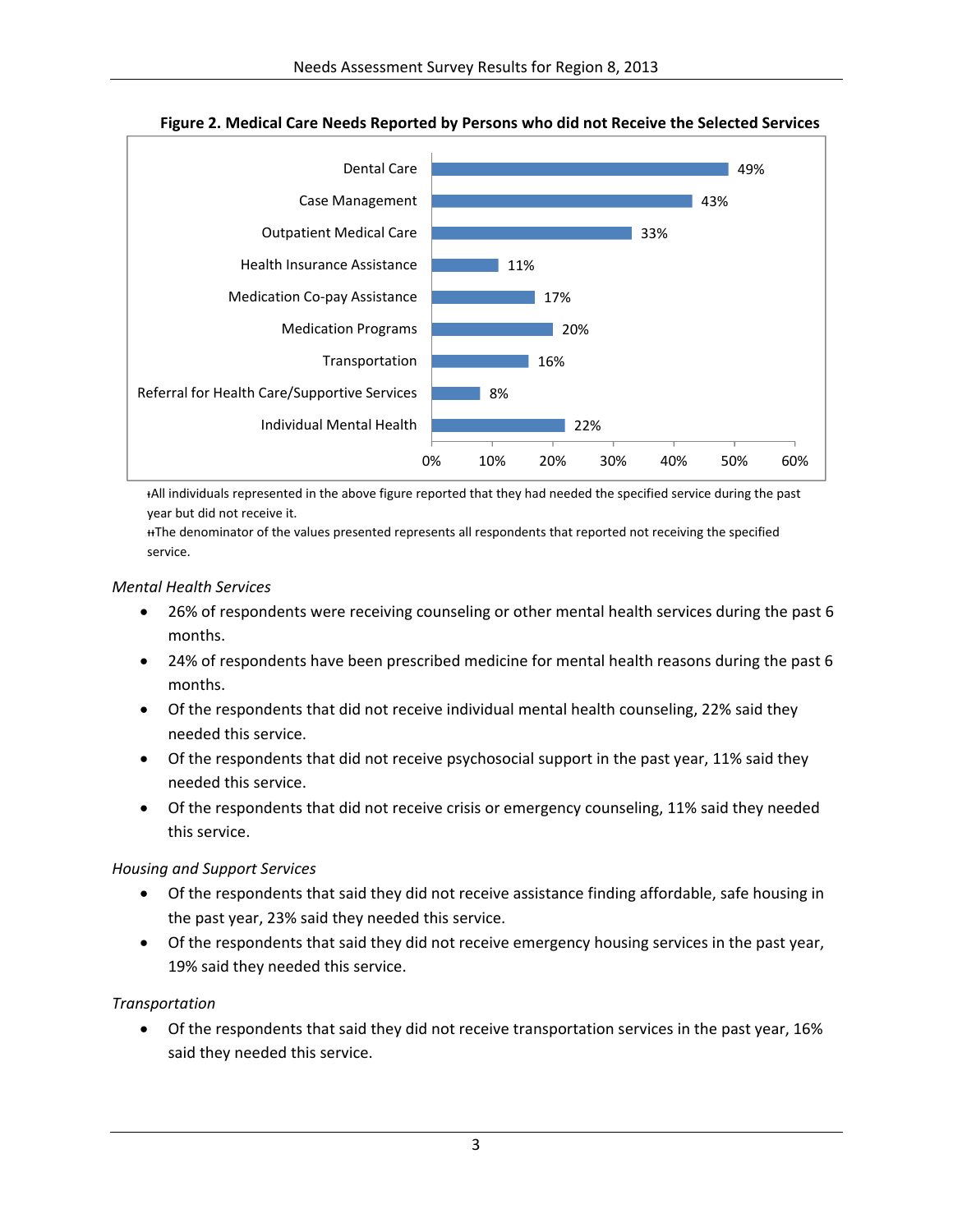**Figure 2. Medical Care Needs Reported by Persons who did not Receive the Selected Services**

Dental Care 49%
Case Management 43%
Outpatient Medical Care 33%
Health Insurance Assistance 11%
Medication Co-pay Assistance 17%
Medication Programs 20%
Transportation 16%
Referral for Health Care/Supportive Services 8%
Individual Mental Health 22%

0% 10% 20% 30% 40% 50% 60%

ǂAll individuals represented in the above figure reported that they had needed the specified service during the past year but did not receive it.
ǂǂThe denominator of the values presented represents all respondents that reported not receiving the specified service.

*Mental Health Services*

- 26% of respondents were receiving counseling or other mental health services during the past 6 months.
- 24% of respondents have been prescribed medicine for mental health reasons during the past 6 months.
- Of the respondents that did not receive individual mental health counseling, 22% said they needed this service.
- Of the respondents that did not receive psychosocial support in the past year, 11% said they needed this service.
- Of the respondents that did not receive crisis or emergency counseling, 11% said they needed this service.

*Housing and Support Services*

- Of the respondents that said they did not receive assistance finding affordable, safe housing in the past year, 23% said they needed this service.
- Of the respondents that said they did not receive emergency housing services in the past year, 19% said they needed this service.

*Transportation*

- Of the respondents that said they did not receive transportation services in the past year, 16% said they needed this service.